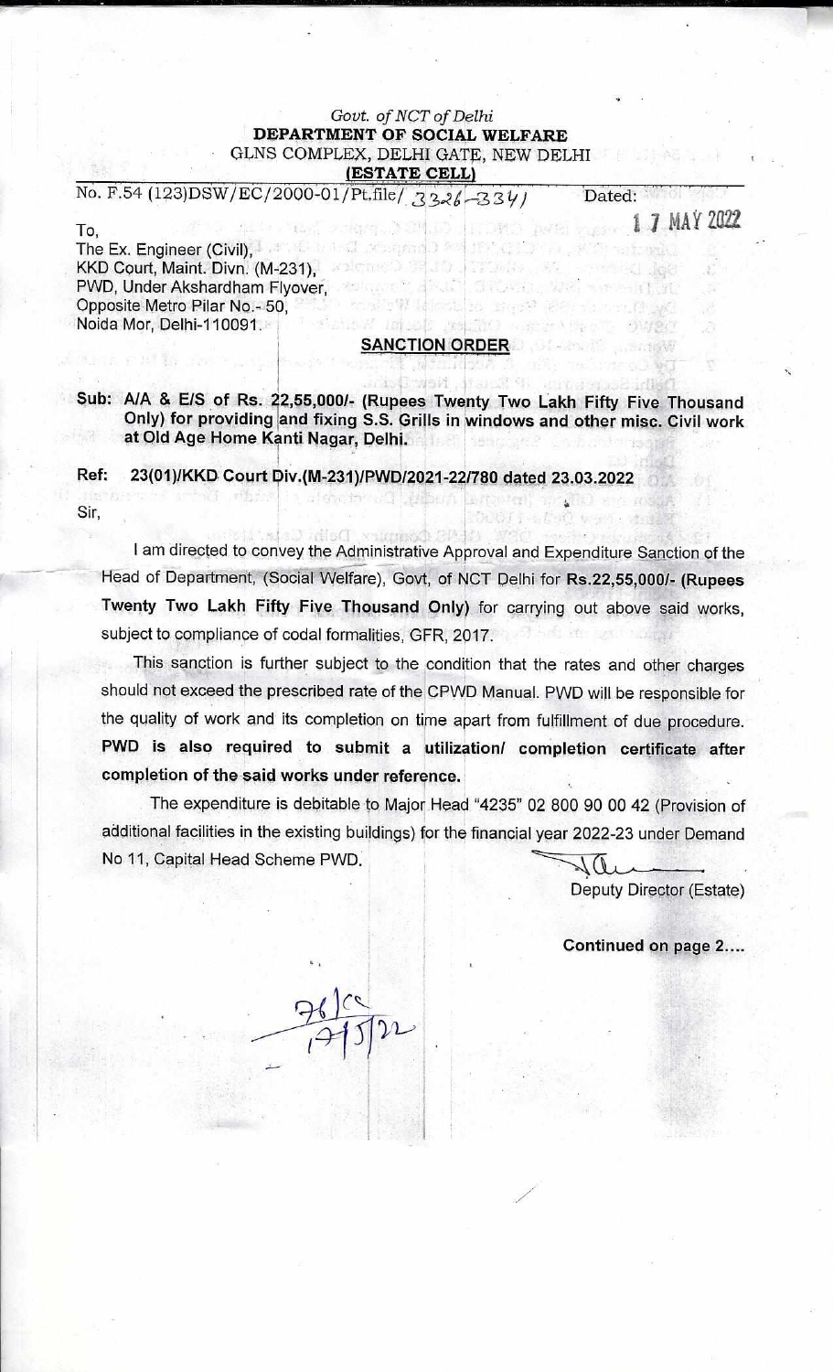*Govt. of NCT of Delhi*
**DEPARTMENT OF SOCIAL WELFARE**
GLNS COMPLEX, DELHI GATE, NEW DELHI
**(ESTATE CELL)**

No. F.54 (123)DSW/EC/2000-01/Pt.file/ 3326-3341    Dated: 17 MAY 2022

To,
The Ex. Engineer (Civil),
KKD Court, Maint. Divn. (M-231),
PWD, Under Akshardham Flyover,
Opposite Metro Pilar No.- 50,
Noida Mor, Delhi-110091.

## SANCTION ORDER

**Sub: A/A & E/S of Rs. 22,55,000/- (Rupees Twenty Two Lakh Fifty Five Thousand Only) for providing and fixing S.S. Grills in windows and other misc. Civil work at Old Age Home Kanti Nagar, Delhi.**

**Ref: 23(01)/KKD Court Div.(M-231)/PWD/2021-22/780 dated 23.03.2022**

Sir,

I am directed to convey the Administrative Approval and Expenditure Sanction of the Head of Department, (Social Welfare), Govt. of NCT Delhi for **Rs.22,55,000/- (Rupees Twenty Two Lakh Fifty Five Thousand Only)** for carrying out above said works, subject to compliance of codal formalities, GFR, 2017.

This sanction is further subject to the condition that the rates and other charges should not exceed the prescribed rate of the CPWD Manual. PWD will be responsible for the quality of work and its completion on time apart from fulfillment of due procedure. **PWD is also required to submit a utilization/ completion certificate after completion of the said works under reference.**

The expenditure is debitable to Major Head "4235" 02 800 90 00 42 (Provision of additional facilities in the existing buildings) for the financial year 2022-23 under Demand No 11, Capital Head Scheme PWD.

Deputy Director (Estate)

**Continued on page 2....**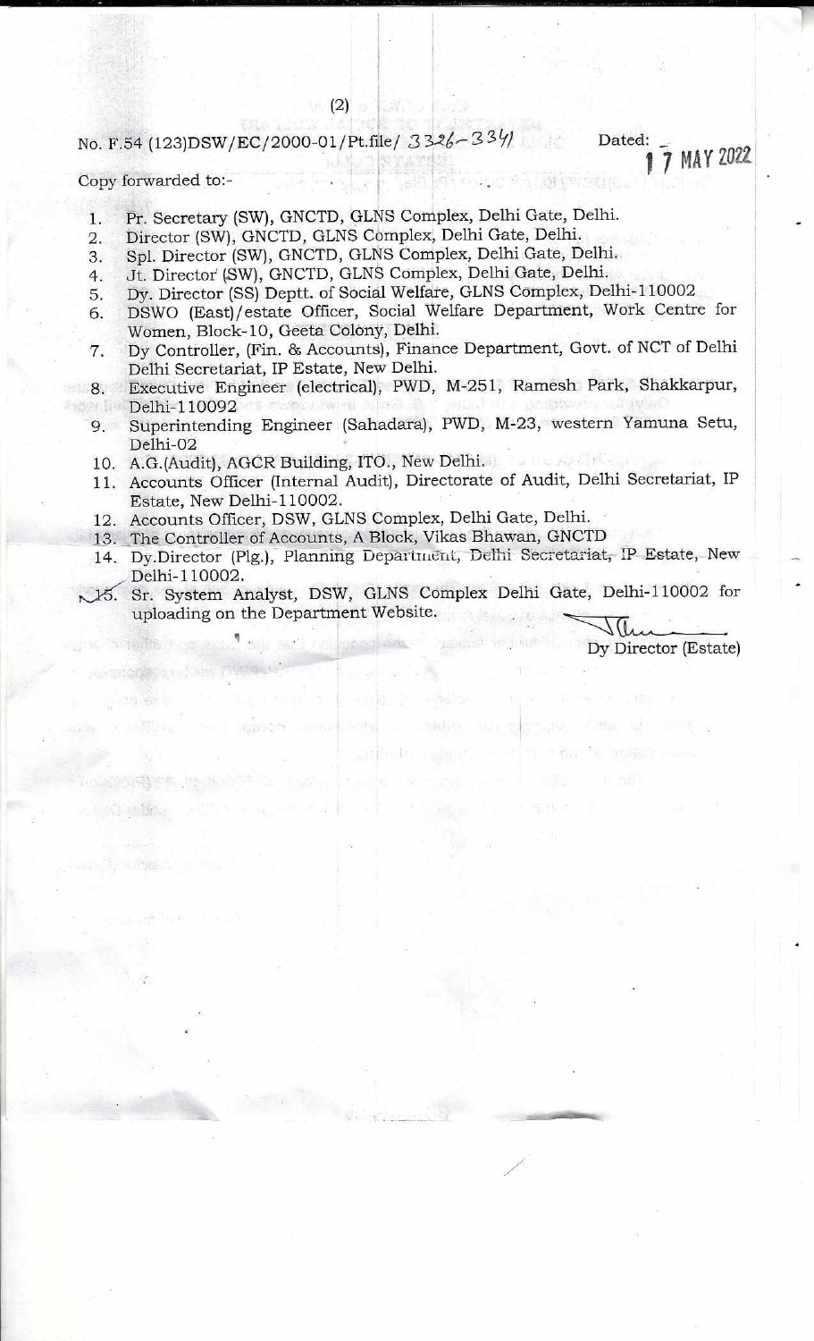No. F.54 (123)DSW/EC/2000-01/Pt.file/ 3326-3341 Dated: 17 MAY 2022

Copy forwarded to:-

1. Pr. Secretary (SW), GNCTD, GLNS Complex, Delhi Gate, Delhi.
2. Director (SW), GNCTD, GLNS Complex, Delhi Gate, Delhi.
3. Spl. Director (SW), GNCTD, GLNS Complex, Delhi Gate, Delhi.
4. Jt. Director (SW), GNCTD, GLNS Complex, Delhi Gate, Delhi.
5. Dy. Director (SS) Deptt. of Social Welfare, GLNS Complex, Delhi-110002
6. DSWO (East)/estate Officer, Social Welfare Department, Work Centre for Women, Block-10, Geeta Colony, Delhi.
7. Dy Controller, (Fin. & Accounts), Finance Department, Govt. of NCT of Delhi Delhi Secretariat, IP Estate, New Delhi.
8. Executive Engineer (electrical), PWD, M-251, Ramesh Park, Shakkarpur, Delhi-110092
9. Superintending Engineer (Sahadara), PWD, M-23, western Yamuna Setu, Delhi-02
10. A.G.(Audit), AGCR Building, ITO., New Delhi.
11. Accounts Officer (Internal Audit), Directorate of Audit, Delhi Secretariat, IP Estate, New Delhi-110002.
12. Accounts Officer, DSW, GLNS Complex, Delhi Gate, Delhi.
13. The Controller of Accounts, A Block, Vikas Bhawan, GNCTD
14. Dy.Director (Plg.), Planning Department, Delhi Secretariat, IP Estate, New Delhi-110002.
15. Sr. System Analyst, DSW, GLNS Complex Delhi Gate, Delhi-110002 for uploading on the Department Website.

Dy Director (Estate)